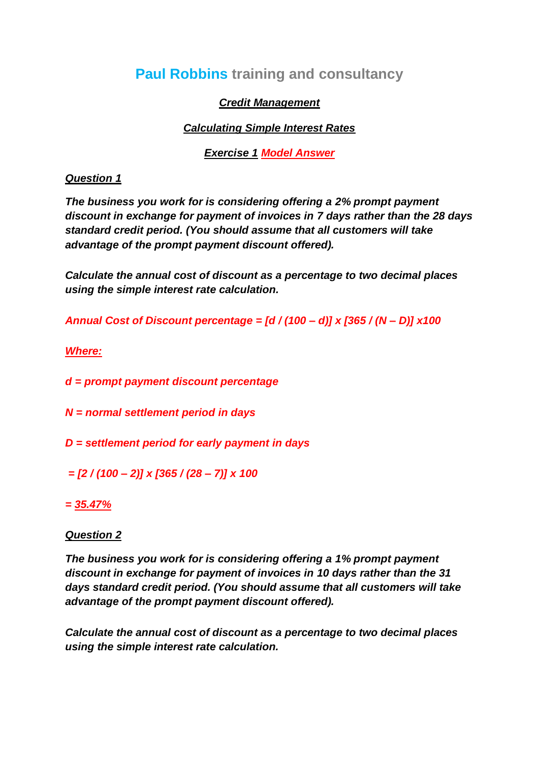# **Paul Robbins** training and consultancy

***Credit Management***

***Calculating Simple Interest Rates***

***Exercise 1 Model Answer***

***Question 1***

***The business you work for is considering offering a 2% prompt payment discount in exchange for payment of invoices in 7 days rather than the 28 days standard credit period. (You should assume that all customers will take advantage of the prompt payment discount offered).***

***Calculate the annual cost of discount as a percentage to two decimal places using the simple interest rate calculation.***

***Annual Cost of Discount percentage = [d / (100 – d)] x [365 / (N – D)] x100***

***Where:***

***d = prompt payment discount percentage***

***N = normal settlement period in days***

***D = settlement period for early payment in days***

***= [2 / (100 – 2)] x [365 / (28 – 7)] x 100***

***= 35.47%***

***Question 2***

***The business you work for is considering offering a 1% prompt payment discount in exchange for payment of invoices in 10 days rather than the 31 days standard credit period. (You should assume that all customers will take advantage of the prompt payment discount offered).***

***Calculate the annual cost of discount as a percentage to two decimal places using the simple interest rate calculation.***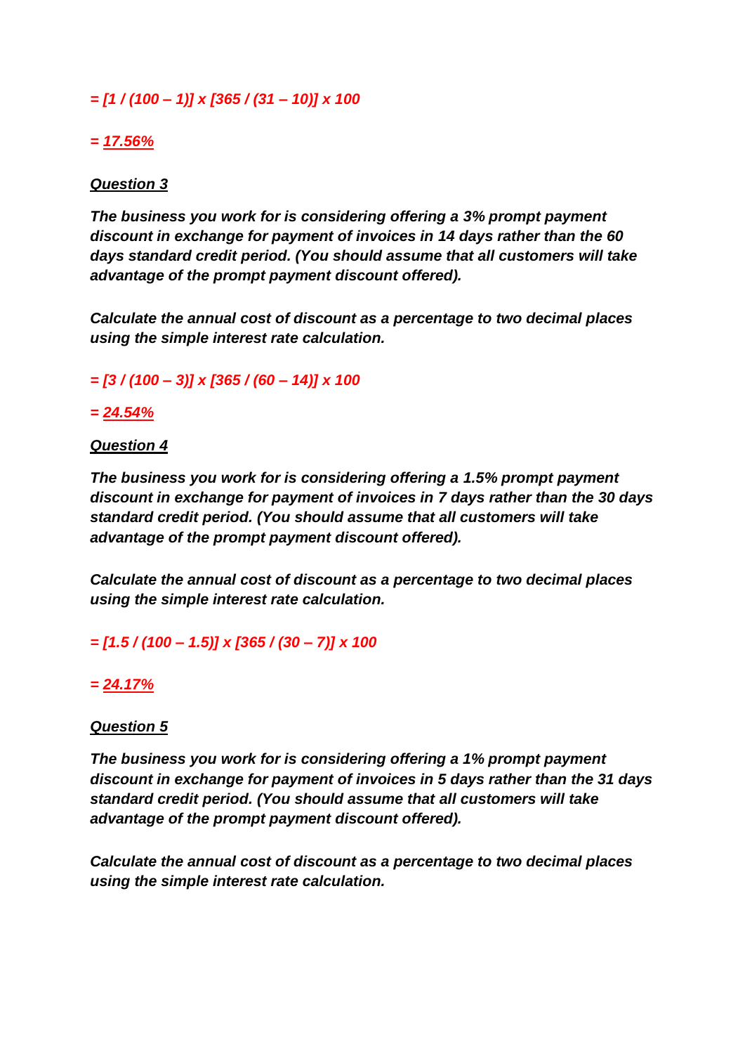*= [1 / (100 – 1)] x [365 / (31 – 10)] x 100*

*= <u>17.56%</u>*

***<u>Question 3</u>***

***The business you work for is considering offering a 3% prompt payment discount in exchange for payment of invoices in 14 days rather than the 60 days standard credit period. (You should assume that all customers will take advantage of the prompt payment discount offered).***

***Calculate the annual cost of discount as a percentage to two decimal places using the simple interest rate calculation.***

*= [3 / (100 – 3)] x [365 / (60 – 14)] x 100*

*= <u>24.54%</u>*

***<u>Question 4</u>***

***The business you work for is considering offering a 1.5% prompt payment discount in exchange for payment of invoices in 7 days rather than the 30 days standard credit period. (You should assume that all customers will take advantage of the prompt payment discount offered).***

***Calculate the annual cost of discount as a percentage to two decimal places using the simple interest rate calculation.***

*= [1.5 / (100 – 1.5)] x [365 / (30 – 7)] x 100*

*= <u>24.17%</u>*

***<u>Question 5</u>***

***The business you work for is considering offering a 1% prompt payment discount in exchange for payment of invoices in 5 days rather than the 31 days standard credit period. (You should assume that all customers will take advantage of the prompt payment discount offered).***

***Calculate the annual cost of discount as a percentage to two decimal places using the simple interest rate calculation.***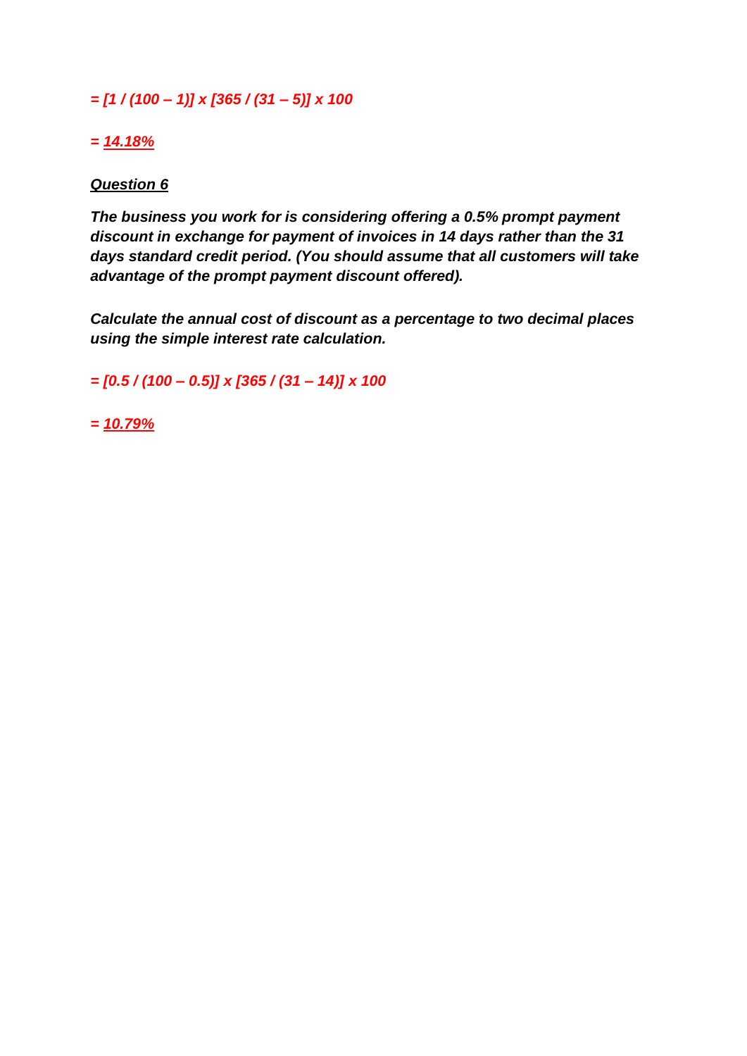***= [1 / (100 – 1)] x [365 / (31 – 5)] x 100***

***= <u>14.18%</u>***

***<u>Question 6</u>***

***The business you work for is considering offering a 0.5% prompt payment discount in exchange for payment of invoices in 14 days rather than the 31 days standard credit period. (You should assume that all customers will take advantage of the prompt payment discount offered).***

***Calculate the annual cost of discount as a percentage to two decimal places using the simple interest rate calculation.***

***= [0.5 / (100 – 0.5)] x [365 / (31 – 14)] x 100***

***= <u>10.79%</u>***